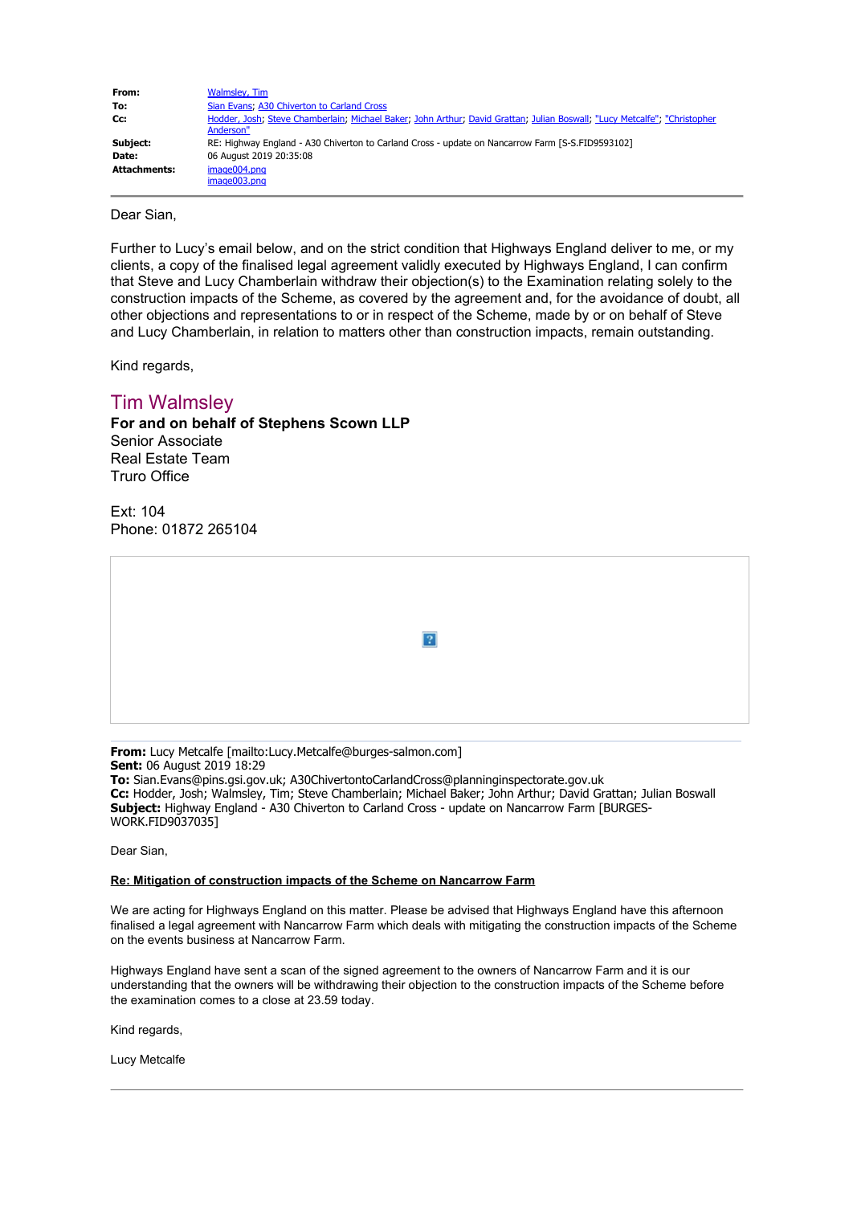| | |
|---|---|
| **From:** | Walmsley, Tim |
| **To:** | Sian Evans; A30 Chiverton to Carland Cross |
| **Cc:** | Hodder, Josh; Steve Chamberlain; Michael Baker; John Arthur; David Grattan; Julian Boswall; "Lucy Metcalfe"; "Christopher Anderson" |
| **Subject:** | RE: Highway England - A30 Chiverton to Carland Cross - update on Nancarrow Farm [S-S.FID9593102] |
| **Date:** | 06 August 2019 20:35:08 |
| **Attachments:** | image004.png<br>image003.png |

Dear Sian,

Further to Lucy's email below, and on the strict condition that Highways England deliver to me, or my clients, a copy of the finalised legal agreement validly executed by Highways England, I can confirm that Steve and Lucy Chamberlain withdraw their objection(s) to the Examination relating solely to the construction impacts of the Scheme, as covered by the agreement and, for the avoidance of doubt, all other objections and representations to or in respect of the Scheme, made by or on behalf of Steve and Lucy Chamberlain, in relation to matters other than construction impacts, remain outstanding.

Kind regards,

Tim Walmsley

**For and on behalf of Stephens Scown LLP**
Senior Associate
Real Estate Team
Truro Office

Ext: 104
Phone: 01872 265104

---

**From:** Lucy Metcalfe [mailto:Lucy.Metcalfe@burges-salmon.com]
**Sent:** 06 August 2019 18:29
**To:** Sian.Evans@pins.gsi.gov.uk; A30ChivertontoCarlandCross@planninginspectorate.gov.uk
**Cc:** Hodder, Josh; Walmsley, Tim; Steve Chamberlain; Michael Baker; John Arthur; David Grattan; Julian Boswall
**Subject:** Highway England - A30 Chiverton to Carland Cross - update on Nancarrow Farm [BURGES-WORK.FID9037035]

Dear Sian,

**Re: Mitigation of construction impacts of the Scheme on Nancarrow Farm**

We are acting for Highways England on this matter. Please be advised that Highways England have this afternoon finalised a legal agreement with Nancarrow Farm which deals with mitigating the construction impacts of the Scheme on the events business at Nancarrow Farm.

Highways England have sent a scan of the signed agreement to the owners of Nancarrow Farm and it is our understanding that the owners will be withdrawing their objection to the construction impacts of the Scheme before the examination comes to a close at 23.59 today.

Kind regards,

Lucy Metcalfe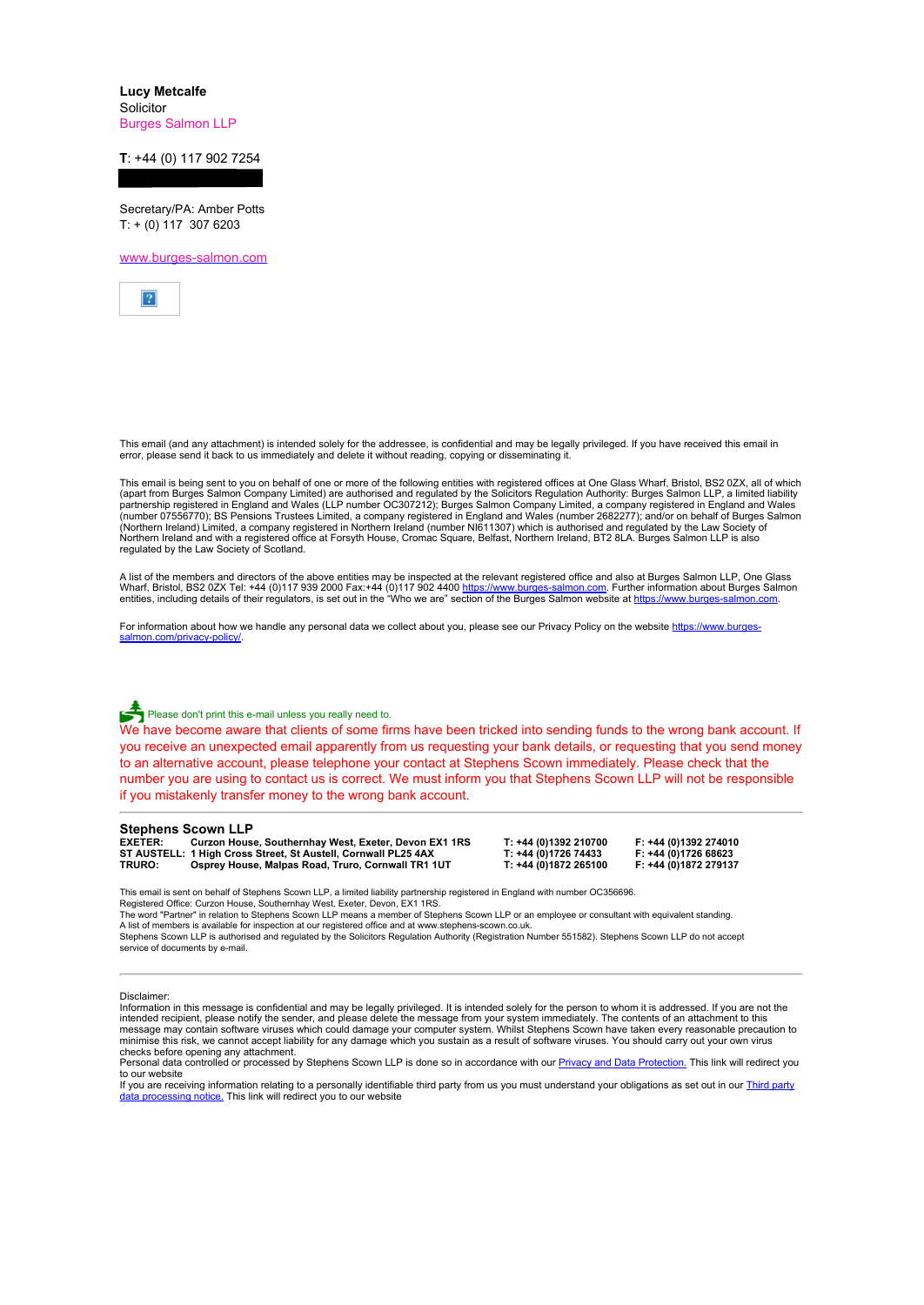**Lucy Metcalfe**
Solicitor
Burges Salmon LLP

**T**: +44 (0) 117 902 7254

Secretary/PA: Amber Potts
T: + (0) 117  307 6203

www.burges-salmon.com

This email (and any attachment) is intended solely for the addressee, is confidential and may be legally privileged. If you have received this email in error, please send it back to us immediately and delete it without reading, copying or disseminating it.

This email is being sent to you on behalf of one or more of the following entities with registered offices at One Glass Wharf, Bristol, BS2 0ZX, all of which (apart from Burges Salmon Company Limited) are authorised and regulated by the Solicitors Regulation Authority: Burges Salmon LLP, a limited liability partnership registered in England and Wales (LLP number OC307212); Burges Salmon Company Limited, a company registered in England and Wales (number 07556770); BS Pensions Trustees Limited, a company registered in England and Wales (number 2682277); and/or on behalf of Burges Salmon (Northern Ireland) Limited, a company registered in Northern Ireland (number NI611307) which is authorised and regulated by the Law Society of Northern Ireland and with a registered office at Forsyth House, Cromac Square, Belfast, Northern Ireland, BT2 8LA. Burges Salmon LLP is also regulated by the Law Society of Scotland.

A list of the members and directors of the above entities may be inspected at the relevant registered office and also at Burges Salmon LLP, One Glass Wharf, Bristol, BS2 0ZX Tel: +44 (0)117 939 2000 Fax:+44 (0)117 902 4400 https://www.burges-salmon.com. Further information about Burges Salmon entities, including details of their regulators, is set out in the "Who we are" section of the Burges Salmon website at https://www.burges-salmon.com.

For information about how we handle any personal data we collect about you, please see our Privacy Policy on the website https://www.burges-salmon.com/privacy-policy/.

Please don't print this e-mail unless you really need to.

We have become aware that clients of some firms have been tricked into sending funds to the wrong bank account. If you receive an unexpected email apparently from us requesting your bank details, or requesting that you send money to an alternative account, please telephone your contact at Stephens Scown immediately. Please check that the number you are using to contact us is correct. We must inform you that Stephens Scown LLP will not be responsible if you mistakenly transfer money to the wrong bank account.

---

**Stephens Scown LLP**

| | | | |
|---|---|---|---|
| **EXETER:** | **Curzon House, Southernhay West, Exeter, Devon EX1 1RS** | **T: +44 (0)1392 210700** | **F: +44 (0)1392 274010** |
| **ST AUSTELL:** | **1 High Cross Street, St Austell, Cornwall PL25 4AX** | **T: +44 (0)1726 74433** | **F: +44 (0)1726 68623** |
| **TRURO:** | **Osprey House, Malpas Road, Truro, Cornwall TR1 1UT** | **T: +44 (0)1872 265100** | **F: +44 (0)1872 279137** |

This email is sent on behalf of Stephens Scown LLP, a limited liability partnership registered in England with number OC356696.
Registered Office: Curzon House, Southernhay West, Exeter, EX1 1RS.
The word "Partner" in relation to Stephens Scown LLP means a member of Stephens Scown LLP or an employee or consultant with equivalent standing.
A list of members is available for inspection at our registered office and at www.stephens-scown.co.uk.
Stephens Scown LLP is authorised and regulated by the Solicitors Regulation Authority (Registration Number 551582). Stephens Scown LLP do not accept service of documents by e-mail.

---

Disclaimer:
Information in this message is confidential and may be legally privileged. It is intended solely for the person to whom it is addressed. If you are not the intended recipient, please notify the sender, and please delete the message from your system immediately. The contents of an attachment to this message may contain software viruses which could damage your computer system. Whilst Stephens Scown have taken every reasonable precaution to minimise this risk, we cannot accept liability for any damage which you sustain as a result of software viruses. You should carry out your own virus checks before opening any attachment.
Personal data controlled or processed by Stephens Scown LLP is done so in accordance with our Privacy and Data Protection. This link will redirect you to our website
If you are receiving information relating to a personally identifiable third party from us you must understand your obligations as set out in our Third party data processing notice. This link will redirect you to our website